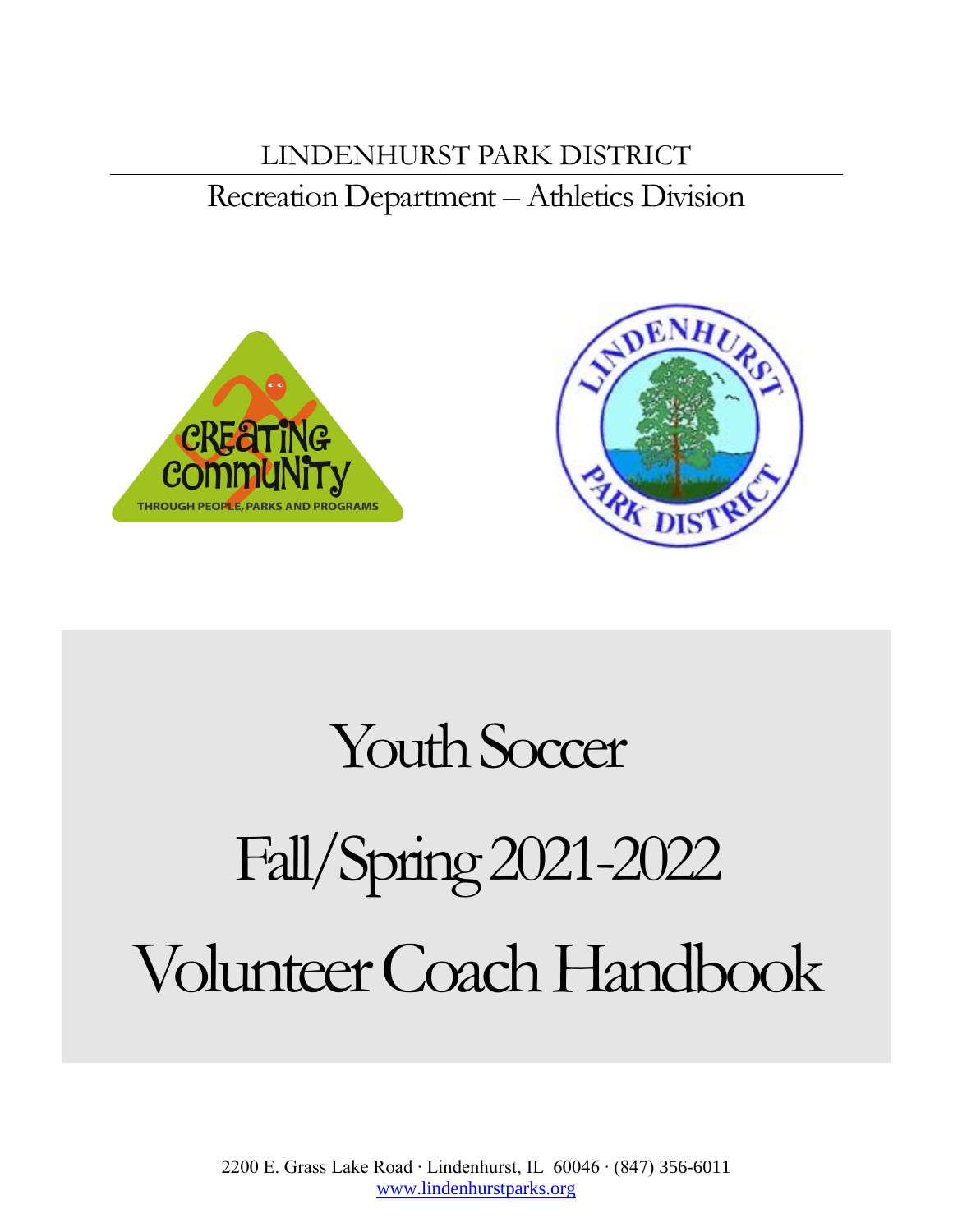LINDENHURST PARK DISTRICT

Recreation Department – Athletics Division

# Youth Soccer

# Fall/Spring 2021-2022

# Volunteer Coach Handbook

2200 E. Grass Lake Road · Lindenhurst, IL 60046 · (847) 356-6011
www.lindenhurstparks.org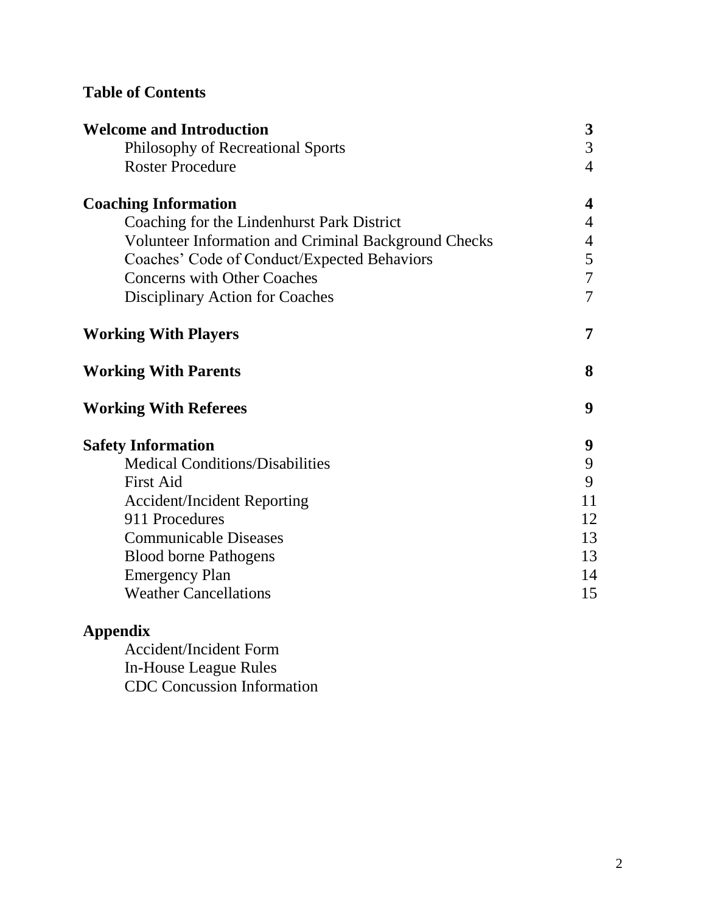## Table of Contents

| | |
|---|---|
| **Welcome and Introduction** | **3** |
| Philosophy of Recreational Sports | 3 |
| Roster Procedure | 4 |
| **Coaching Information** | **4** |
| Coaching for the Lindenhurst Park District | 4 |
| Volunteer Information and Criminal Background Checks | 4 |
| Coaches' Code of Conduct/Expected Behaviors | 5 |
| Concerns with Other Coaches | 7 |
| Disciplinary Action for Coaches | 7 |
| **Working With Players** | **7** |
| **Working With Parents** | **8** |
| **Working With Referees** | **9** |
| **Safety Information** | **9** |
| Medical Conditions/Disabilities | 9 |
| First Aid | 9 |
| Accident/Incident Reporting | 11 |
| 911 Procedures | 12 |
| Communicable Diseases | 13 |
| Blood borne Pathogens | 13 |
| Emergency Plan | 14 |
| Weather Cancellations | 15 |

**Appendix**

- Accident/Incident Form
- In-House League Rules
- CDC Concussion Information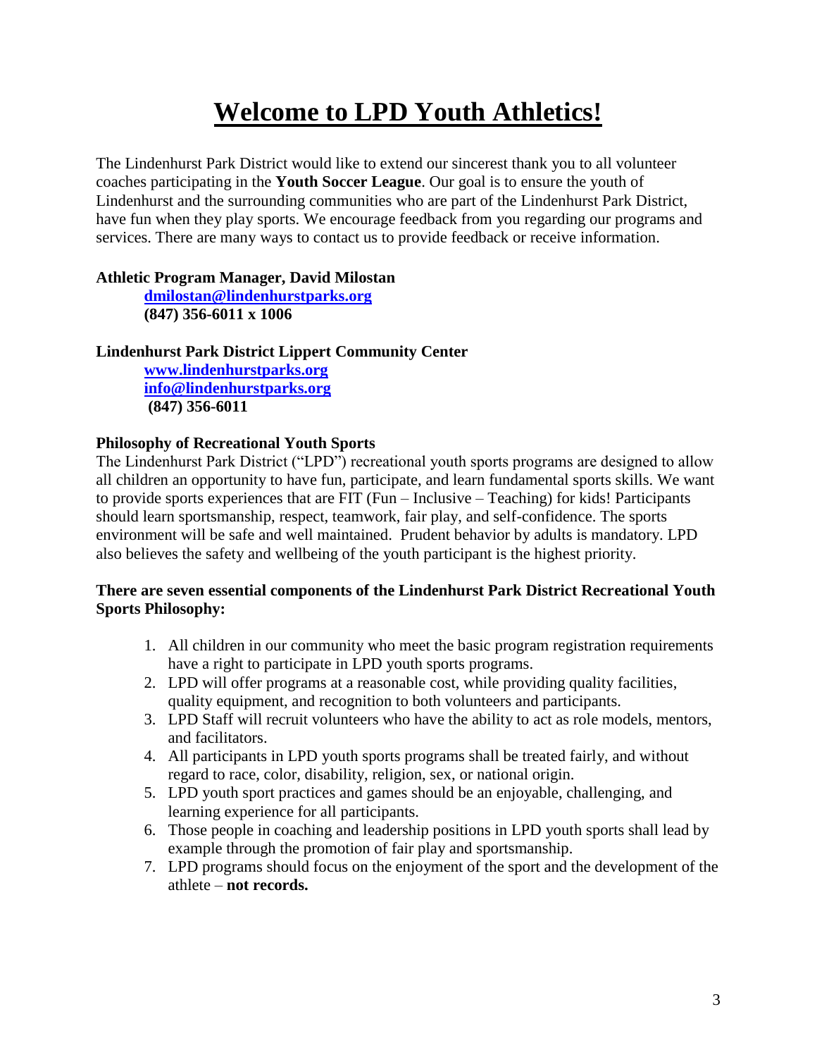# Welcome to LPD Youth Athletics!

The Lindenhurst Park District would like to extend our sincerest thank you to all volunteer coaches participating in the **Youth Soccer League**. Our goal is to ensure the youth of Lindenhurst and the surrounding communities who are part of the Lindenhurst Park District, have fun when they play sports. We encourage feedback from you regarding our programs and services. There are many ways to contact us to provide feedback or receive information.

**Athletic Program Manager, David Milostan**
**dmilostan@lindenhurstparks.org**
**(847) 356-6011 x 1006**

**Lindenhurst Park District Lippert Community Center**
**www.lindenhurstparks.org**
**info@lindenhurstparks.org**
**(847) 356-6011**

**Philosophy of Recreational Youth Sports**

The Lindenhurst Park District ("LPD") recreational youth sports programs are designed to allow all children an opportunity to have fun, participate, and learn fundamental sports skills. We want to provide sports experiences that are FIT (Fun – Inclusive – Teaching) for kids! Participants should learn sportsmanship, respect, teamwork, fair play, and self-confidence. The sports environment will be safe and well maintained. Prudent behavior by adults is mandatory. LPD also believes the safety and wellbeing of the youth participant is the highest priority.

**There are seven essential components of the Lindenhurst Park District Recreational Youth Sports Philosophy:**

1. All children in our community who meet the basic program registration requirements have a right to participate in LPD youth sports programs.
2. LPD will offer programs at a reasonable cost, while providing quality facilities, quality equipment, and recognition to both volunteers and participants.
3. LPD Staff will recruit volunteers who have the ability to act as role models, mentors, and facilitators.
4. All participants in LPD youth sports programs shall be treated fairly, and without regard to race, color, disability, religion, sex, or national origin.
5. LPD youth sport practices and games should be an enjoyable, challenging, and learning experience for all participants.
6. Those people in coaching and leadership positions in LPD youth sports shall lead by example through the promotion of fair play and sportsmanship.
7. LPD programs should focus on the enjoyment of the sport and the development of the athlete – **not records.**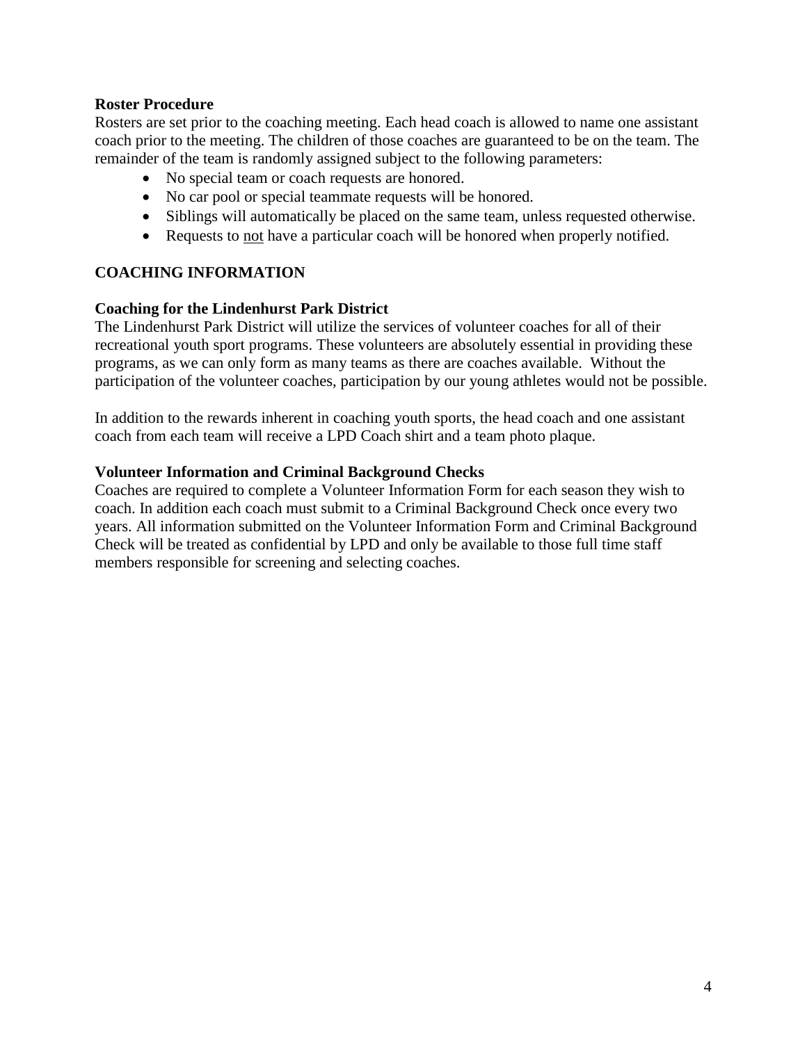### Roster Procedure

Rosters are set prior to the coaching meeting. Each head coach is allowed to name one assistant coach prior to the meeting. The children of those coaches are guaranteed to be on the team. The remainder of the team is randomly assigned subject to the following parameters:

- No special team or coach requests are honored.
- No car pool or special teammate requests will be honored.
- Siblings will automatically be placed on the same team, unless requested otherwise.
- Requests to <u>not</u> have a particular coach will be honored when properly notified.

## COACHING INFORMATION

### Coaching for the Lindenhurst Park District

The Lindenhurst Park District will utilize the services of volunteer coaches for all of their recreational youth sport programs. These volunteers are absolutely essential in providing these programs, as we can only form as many teams as there are coaches available. Without the participation of the volunteer coaches, participation by our young athletes would not be possible.

In addition to the rewards inherent in coaching youth sports, the head coach and one assistant coach from each team will receive a LPD Coach shirt and a team photo plaque.

### Volunteer Information and Criminal Background Checks

Coaches are required to complete a Volunteer Information Form for each season they wish to coach. In addition each coach must submit to a Criminal Background Check once every two years. All information submitted on the Volunteer Information Form and Criminal Background Check will be treated as confidential by LPD and only be available to those full time staff members responsible for screening and selecting coaches.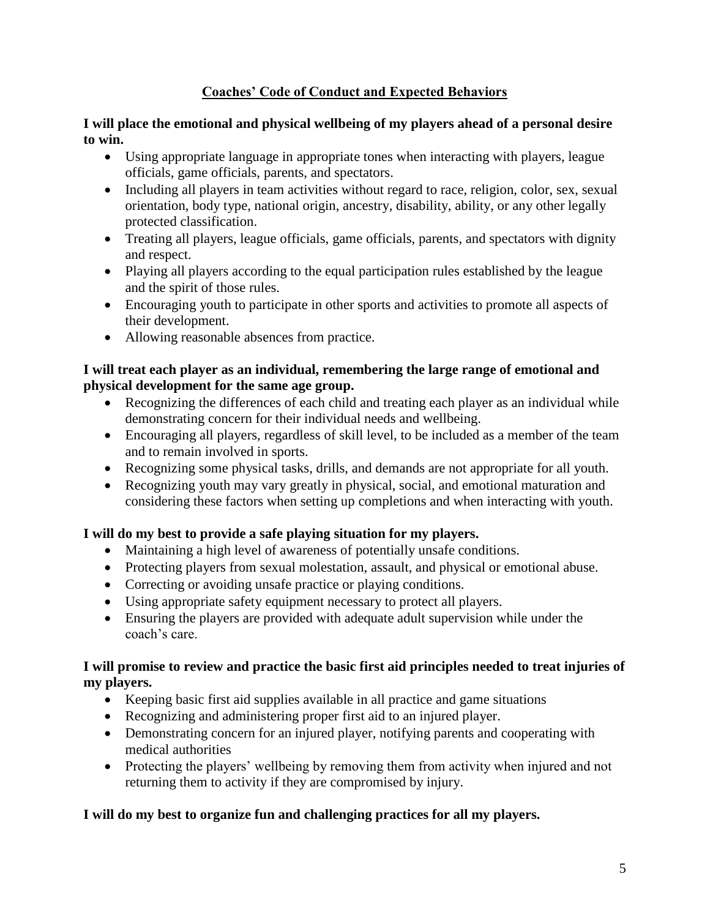## Coaches' Code of Conduct and Expected Behaviors

**I will place the emotional and physical wellbeing of my players ahead of a personal desire to win.**

- Using appropriate language in appropriate tones when interacting with players, league officials, game officials, parents, and spectators.
- Including all players in team activities without regard to race, religion, color, sex, sexual orientation, body type, national origin, ancestry, disability, ability, or any other legally protected classification.
- Treating all players, league officials, game officials, parents, and spectators with dignity and respect.
- Playing all players according to the equal participation rules established by the league and the spirit of those rules.
- Encouraging youth to participate in other sports and activities to promote all aspects of their development.
- Allowing reasonable absences from practice.

**I will treat each player as an individual, remembering the large range of emotional and physical development for the same age group.**

- Recognizing the differences of each child and treating each player as an individual while demonstrating concern for their individual needs and wellbeing.
- Encouraging all players, regardless of skill level, to be included as a member of the team and to remain involved in sports.
- Recognizing some physical tasks, drills, and demands are not appropriate for all youth.
- Recognizing youth may vary greatly in physical, social, and emotional maturation and considering these factors when setting up completions and when interacting with youth.

**I will do my best to provide a safe playing situation for my players.**

- Maintaining a high level of awareness of potentially unsafe conditions.
- Protecting players from sexual molestation, assault, and physical or emotional abuse.
- Correcting or avoiding unsafe practice or playing conditions.
- Using appropriate safety equipment necessary to protect all players.
- Ensuring the players are provided with adequate adult supervision while under the coach's care.

**I will promise to review and practice the basic first aid principles needed to treat injuries of my players.**

- Keeping basic first aid supplies available in all practice and game situations
- Recognizing and administering proper first aid to an injured player.
- Demonstrating concern for an injured player, notifying parents and cooperating with medical authorities
- Protecting the players' wellbeing by removing them from activity when injured and not returning them to activity if they are compromised by injury.

**I will do my best to organize fun and challenging practices for all my players.**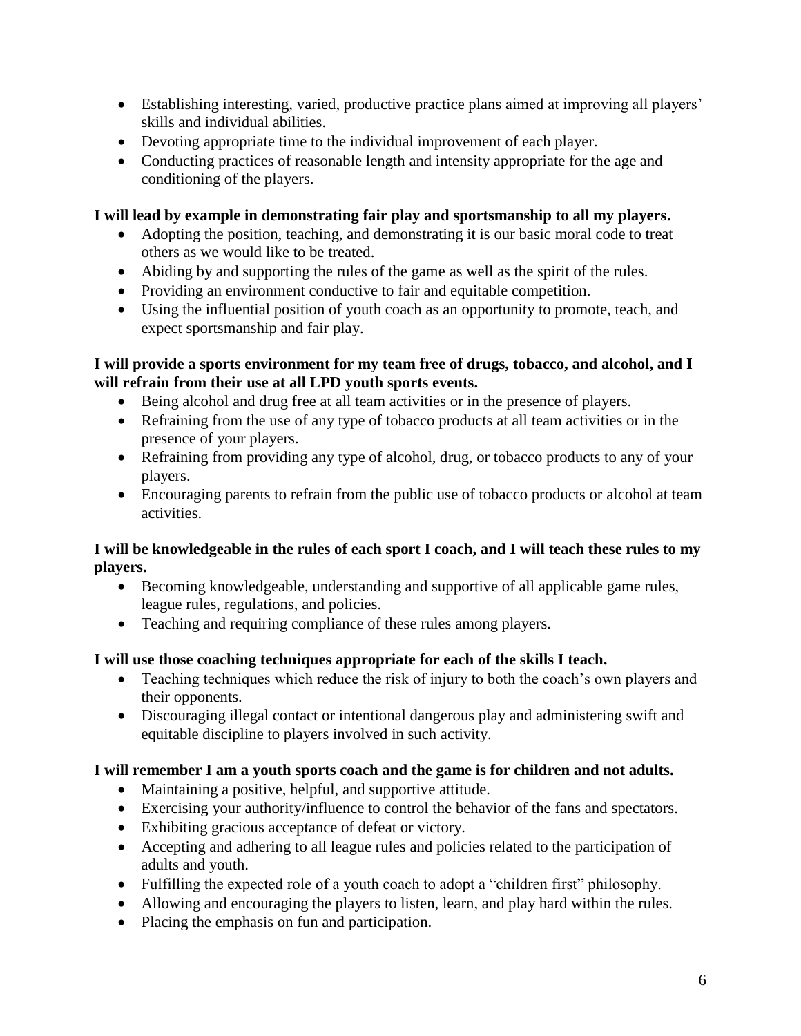- Establishing interesting, varied, productive practice plans aimed at improving all players' skills and individual abilities.
- Devoting appropriate time to the individual improvement of each player.
- Conducting practices of reasonable length and intensity appropriate for the age and conditioning of the players.

**I will lead by example in demonstrating fair play and sportsmanship to all my players.**

- Adopting the position, teaching, and demonstrating it is our basic moral code to treat others as we would like to be treated.
- Abiding by and supporting the rules of the game as well as the spirit of the rules.
- Providing an environment conductive to fair and equitable competition.
- Using the influential position of youth coach as an opportunity to promote, teach, and expect sportsmanship and fair play.

**I will provide a sports environment for my team free of drugs, tobacco, and alcohol, and I will refrain from their use at all LPD youth sports events.**

- Being alcohol and drug free at all team activities or in the presence of players.
- Refraining from the use of any type of tobacco products at all team activities or in the presence of your players.
- Refraining from providing any type of alcohol, drug, or tobacco products to any of your players.
- Encouraging parents to refrain from the public use of tobacco products or alcohol at team activities.

**I will be knowledgeable in the rules of each sport I coach, and I will teach these rules to my players.**

- Becoming knowledgeable, understanding and supportive of all applicable game rules, league rules, regulations, and policies.
- Teaching and requiring compliance of these rules among players.

**I will use those coaching techniques appropriate for each of the skills I teach.**

- Teaching techniques which reduce the risk of injury to both the coach's own players and their opponents.
- Discouraging illegal contact or intentional dangerous play and administering swift and equitable discipline to players involved in such activity.

**I will remember I am a youth sports coach and the game is for children and not adults.**

- Maintaining a positive, helpful, and supportive attitude.
- Exercising your authority/influence to control the behavior of the fans and spectators.
- Exhibiting gracious acceptance of defeat or victory.
- Accepting and adhering to all league rules and policies related to the participation of adults and youth.
- Fulfilling the expected role of a youth coach to adopt a "children first" philosophy.
- Allowing and encouraging the players to listen, learn, and play hard within the rules.
- Placing the emphasis on fun and participation.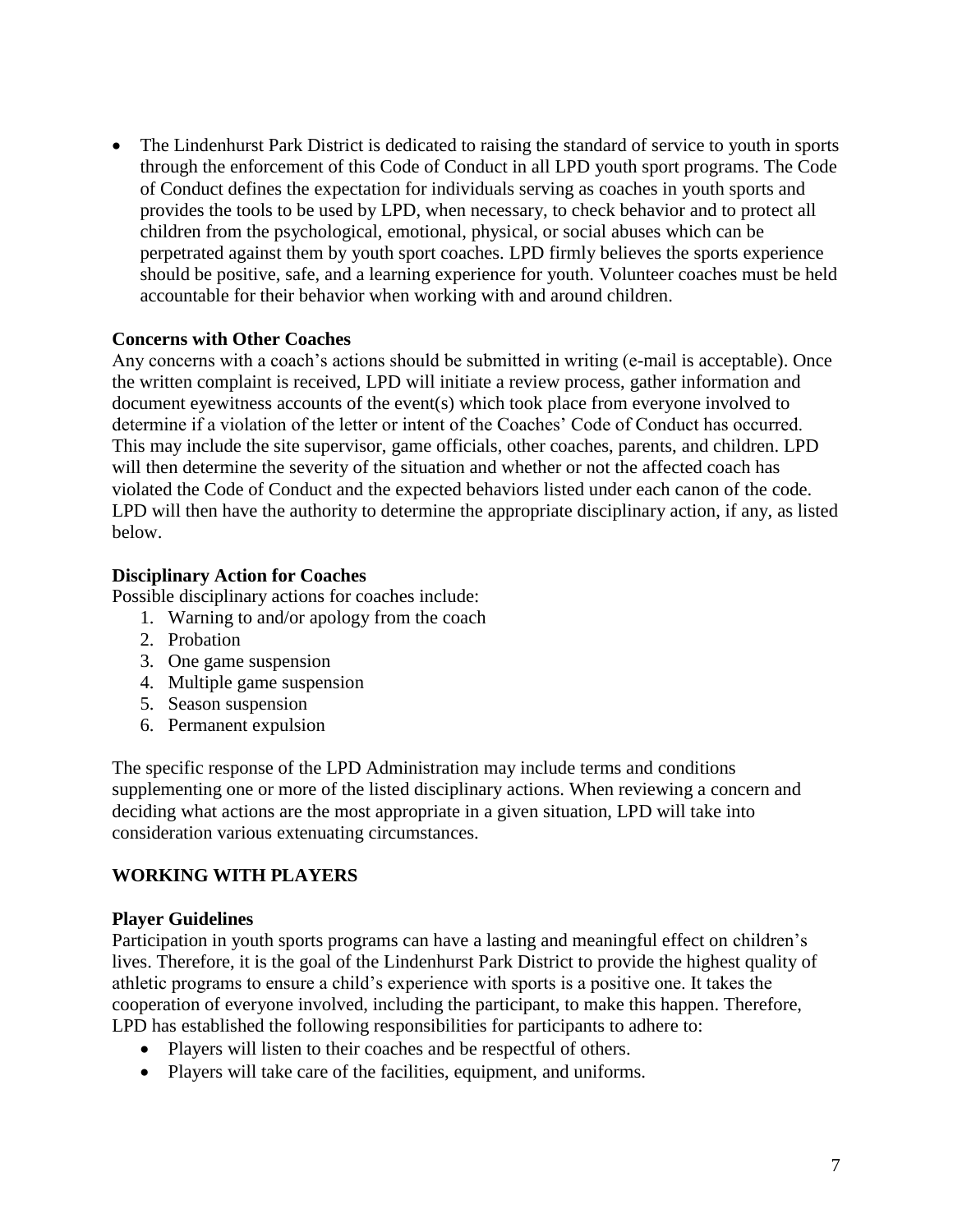- The Lindenhurst Park District is dedicated to raising the standard of service to youth in sports through the enforcement of this Code of Conduct in all LPD youth sport programs. The Code of Conduct defines the expectation for individuals serving as coaches in youth sports and provides the tools to be used by LPD, when necessary, to check behavior and to protect all children from the psychological, emotional, physical, or social abuses which can be perpetrated against them by youth sport coaches. LPD firmly believes the sports experience should be positive, safe, and a learning experience for youth. Volunteer coaches must be held accountable for their behavior when working with and around children.

**Concerns with Other Coaches**

Any concerns with a coach's actions should be submitted in writing (e-mail is acceptable). Once the written complaint is received, LPD will initiate a review process, gather information and document eyewitness accounts of the event(s) which took place from everyone involved to determine if a violation of the letter or intent of the Coaches' Code of Conduct has occurred. This may include the site supervisor, game officials, other coaches, parents, and children. LPD will then determine the severity of the situation and whether or not the affected coach has violated the Code of Conduct and the expected behaviors listed under each canon of the code. LPD will then have the authority to determine the appropriate disciplinary action, if any, as listed below.

**Disciplinary Action for Coaches**

Possible disciplinary actions for coaches include:

1. Warning to and/or apology from the coach
2. Probation
3. One game suspension
4. Multiple game suspension
5. Season suspension
6. Permanent expulsion

The specific response of the LPD Administration may include terms and conditions supplementing one or more of the listed disciplinary actions. When reviewing a concern and deciding what actions are the most appropriate in a given situation, LPD will take into consideration various extenuating circumstances.

## WORKING WITH PLAYERS

**Player Guidelines**

Participation in youth sports programs can have a lasting and meaningful effect on children's lives. Therefore, it is the goal of the Lindenhurst Park District to provide the highest quality of athletic programs to ensure a child's experience with sports is a positive one. It takes the cooperation of everyone involved, including the participant, to make this happen. Therefore, LPD has established the following responsibilities for participants to adhere to:

- Players will listen to their coaches and be respectful of others.
- Players will take care of the facilities, equipment, and uniforms.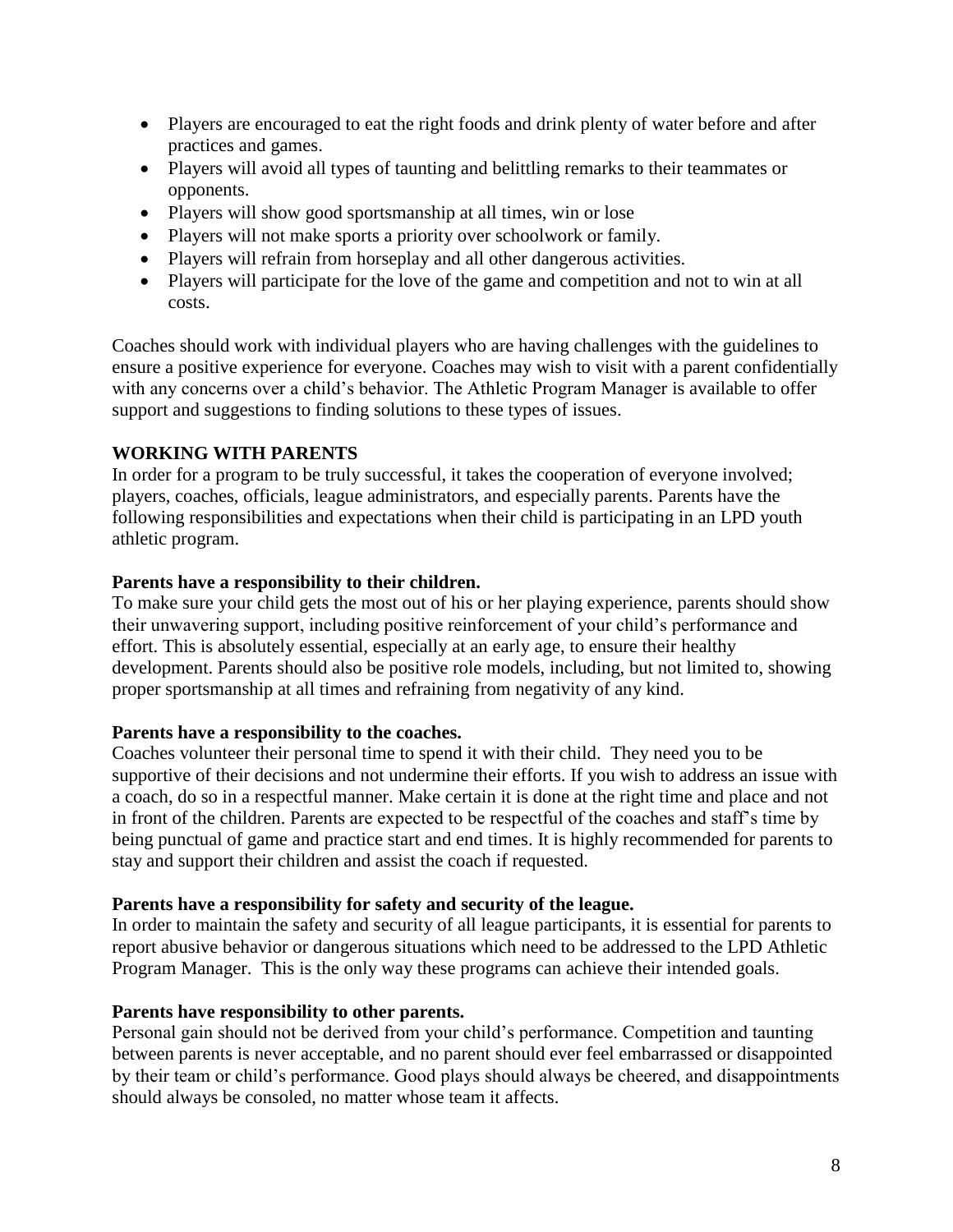- Players are encouraged to eat the right foods and drink plenty of water before and after practices and games.
- Players will avoid all types of taunting and belittling remarks to their teammates or opponents.
- Players will show good sportsmanship at all times, win or lose
- Players will not make sports a priority over schoolwork or family.
- Players will refrain from horseplay and all other dangerous activities.
- Players will participate for the love of the game and competition and not to win at all costs.

Coaches should work with individual players who are having challenges with the guidelines to ensure a positive experience for everyone. Coaches may wish to visit with a parent confidentially with any concerns over a child's behavior. The Athletic Program Manager is available to offer support and suggestions to finding solutions to these types of issues.

## WORKING WITH PARENTS

In order for a program to be truly successful, it takes the cooperation of everyone involved; players, coaches, officials, league administrators, and especially parents. Parents have the following responsibilities and expectations when their child is participating in an LPD youth athletic program.

**Parents have a responsibility to their children.**

To make sure your child gets the most out of his or her playing experience, parents should show their unwavering support, including positive reinforcement of your child's performance and effort. This is absolutely essential, especially at an early age, to ensure their healthy development. Parents should also be positive role models, including, but not limited to, showing proper sportsmanship at all times and refraining from negativity of any kind.

**Parents have a responsibility to the coaches.**

Coaches volunteer their personal time to spend it with their child. They need you to be supportive of their decisions and not undermine their efforts. If you wish to address an issue with a coach, do so in a respectful manner. Make certain it is done at the right time and place and not in front of the children. Parents are expected to be respectful of the coaches and staff's time by being punctual of game and practice start and end times. It is highly recommended for parents to stay and support their children and assist the coach if requested.

**Parents have a responsibility for safety and security of the league.**

In order to maintain the safety and security of all league participants, it is essential for parents to report abusive behavior or dangerous situations which need to be addressed to the LPD Athletic Program Manager. This is the only way these programs can achieve their intended goals.

**Parents have responsibility to other parents.**

Personal gain should not be derived from your child's performance. Competition and taunting between parents is never acceptable, and no parent should ever feel embarrassed or disappointed by their team or child's performance. Good plays should always be cheered, and disappointments should always be consoled, no matter whose team it affects.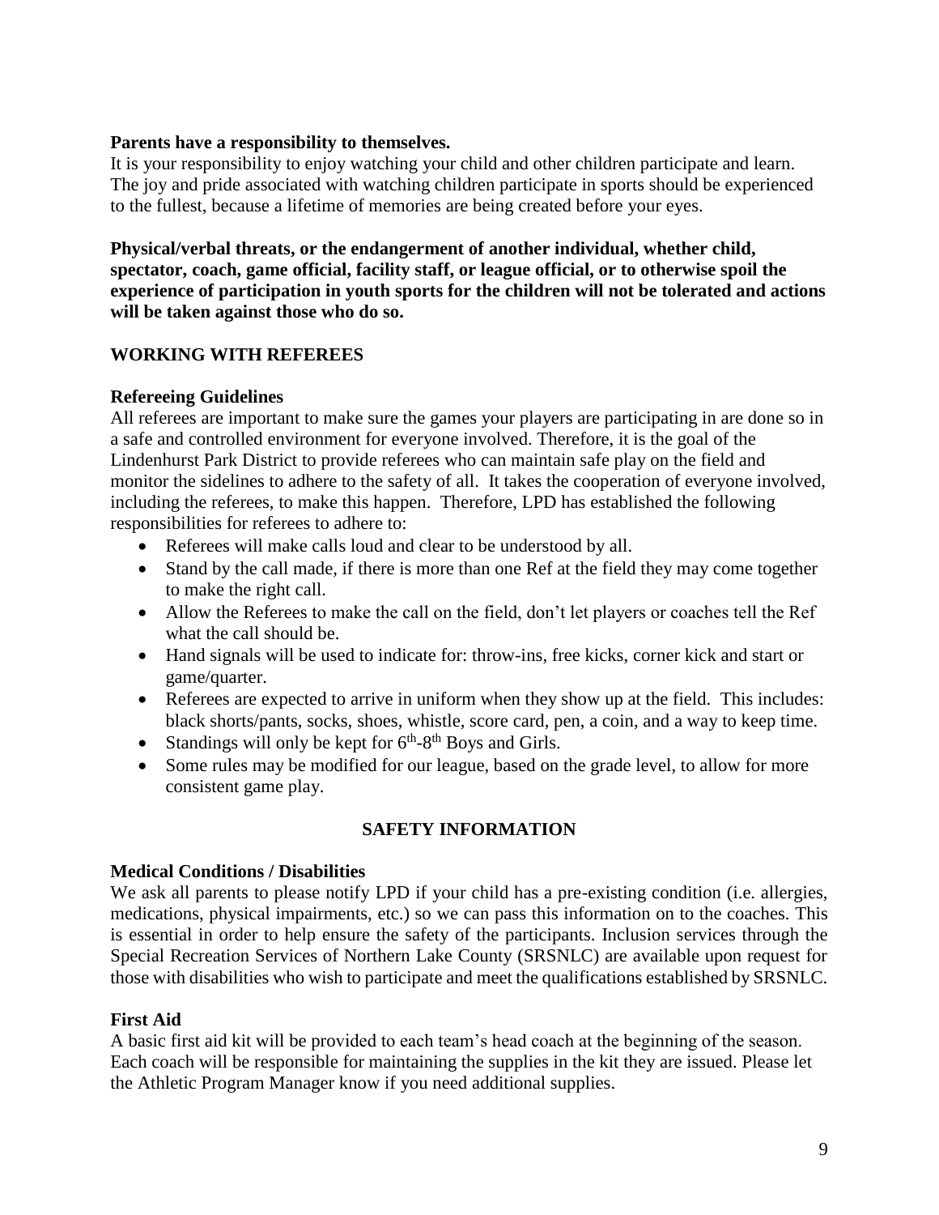**Parents have a responsibility to themselves.**

It is your responsibility to enjoy watching your child and other children participate and learn. The joy and pride associated with watching children participate in sports should be experienced to the fullest, because a lifetime of memories are being created before your eyes.

**Physical/verbal threats, or the endangerment of another individual, whether child, spectator, coach, game official, facility staff, or league official, or to otherwise spoil the experience of participation in youth sports for the children will not be tolerated and actions will be taken against those who do so.**

## WORKING WITH REFEREES

### Refereeing Guidelines

All referees are important to make sure the games your players are participating in are done so in a safe and controlled environment for everyone involved. Therefore, it is the goal of the Lindenhurst Park District to provide referees who can maintain safe play on the field and monitor the sidelines to adhere to the safety of all. It takes the cooperation of everyone involved, including the referees, to make this happen. Therefore, LPD has established the following responsibilities for referees to adhere to:

- Referees will make calls loud and clear to be understood by all.
- Stand by the call made, if there is more than one Ref at the field they may come together to make the right call.
- Allow the Referees to make the call on the field, don't let players or coaches tell the Ref what the call should be.
- Hand signals will be used to indicate for: throw-ins, free kicks, corner kick and start or game/quarter.
- Referees are expected to arrive in uniform when they show up at the field. This includes: black shorts/pants, socks, shoes, whistle, score card, pen, a coin, and a way to keep time.
- Standings will only be kept for 6th-8th Boys and Girls.
- Some rules may be modified for our league, based on the grade level, to allow for more consistent game play.

## SAFETY INFORMATION

### Medical Conditions / Disabilities

We ask all parents to please notify LPD if your child has a pre-existing condition (i.e. allergies, medications, physical impairments, etc.) so we can pass this information on to the coaches. This is essential in order to help ensure the safety of the participants. Inclusion services through the Special Recreation Services of Northern Lake County (SRSNLC) are available upon request for those with disabilities who wish to participate and meet the qualifications established by SRSNLC.

### First Aid

A basic first aid kit will be provided to each team's head coach at the beginning of the season. Each coach will be responsible for maintaining the supplies in the kit they are issued. Please let the Athletic Program Manager know if you need additional supplies.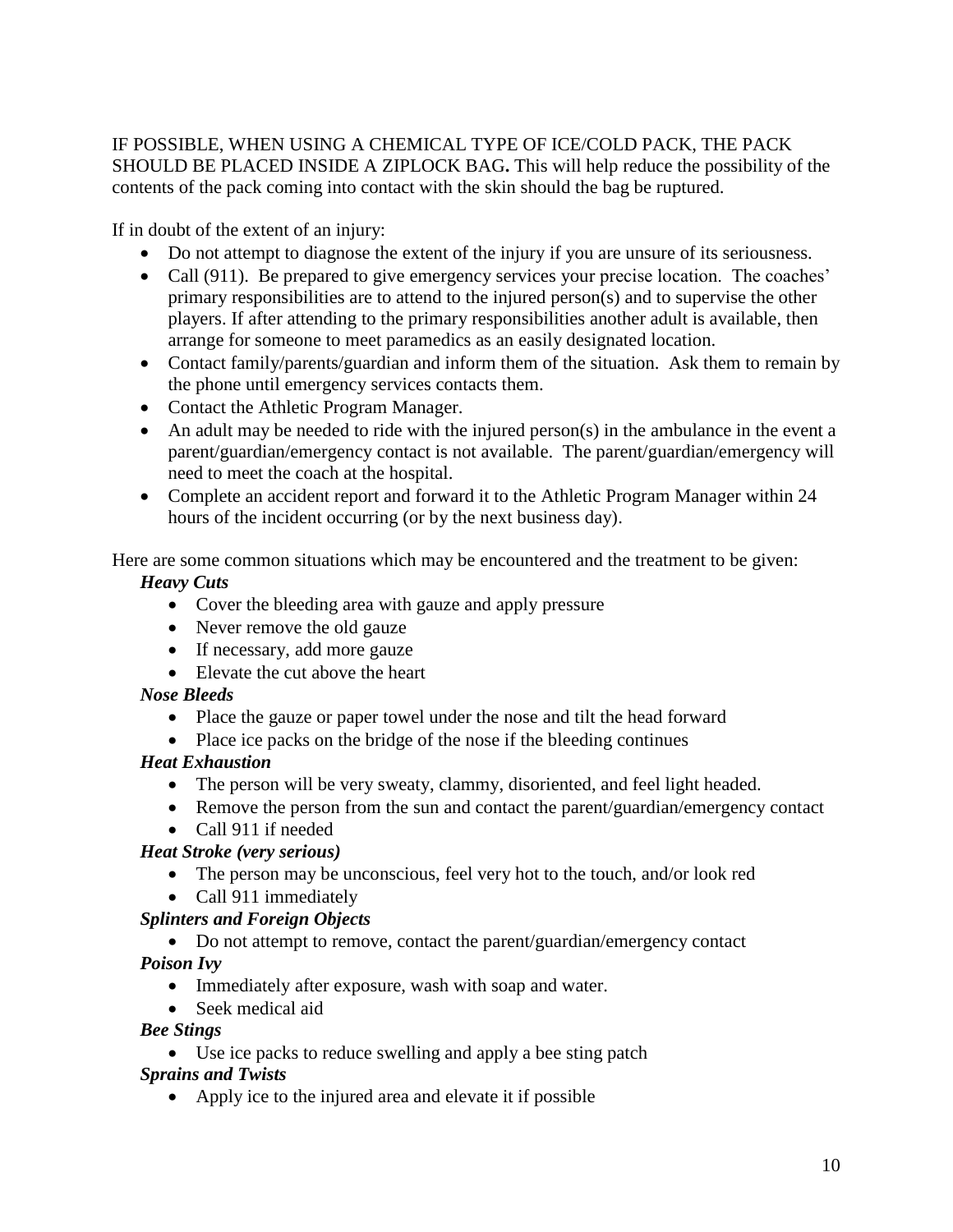IF POSSIBLE, WHEN USING A CHEMICAL TYPE OF ICE/COLD PACK, THE PACK SHOULD BE PLACED INSIDE A ZIPLOCK BAG**.** This will help reduce the possibility of the contents of the pack coming into contact with the skin should the bag be ruptured.

If in doubt of the extent of an injury:

- Do not attempt to diagnose the extent of the injury if you are unsure of its seriousness.
- Call (911). Be prepared to give emergency services your precise location. The coaches' primary responsibilities are to attend to the injured person(s) and to supervise the other players. If after attending to the primary responsibilities another adult is available, then arrange for someone to meet paramedics as an easily designated location.
- Contact family/parents/guardian and inform them of the situation. Ask them to remain by the phone until emergency services contacts them.
- Contact the Athletic Program Manager.
- An adult may be needed to ride with the injured person(s) in the ambulance in the event a parent/guardian/emergency contact is not available. The parent/guardian/emergency will need to meet the coach at the hospital.
- Complete an accident report and forward it to the Athletic Program Manager within 24 hours of the incident occurring (or by the next business day).

Here are some common situations which may be encountered and the treatment to be given:

***Heavy Cuts***

- Cover the bleeding area with gauze and apply pressure
- Never remove the old gauze
- If necessary, add more gauze
- Elevate the cut above the heart

***Nose Bleeds***

- Place the gauze or paper towel under the nose and tilt the head forward
- Place ice packs on the bridge of the nose if the bleeding continues

***Heat Exhaustion***

- The person will be very sweaty, clammy, disoriented, and feel light headed.
- Remove the person from the sun and contact the parent/guardian/emergency contact
- Call 911 if needed

***Heat Stroke (very serious)***

- The person may be unconscious, feel very hot to the touch, and/or look red
- Call 911 immediately

***Splinters and Foreign Objects***

- Do not attempt to remove, contact the parent/guardian/emergency contact

***Poison Ivy***

- Immediately after exposure, wash with soap and water.
- Seek medical aid

***Bee Stings***

- Use ice packs to reduce swelling and apply a bee sting patch

***Sprains and Twists***

- Apply ice to the injured area and elevate it if possible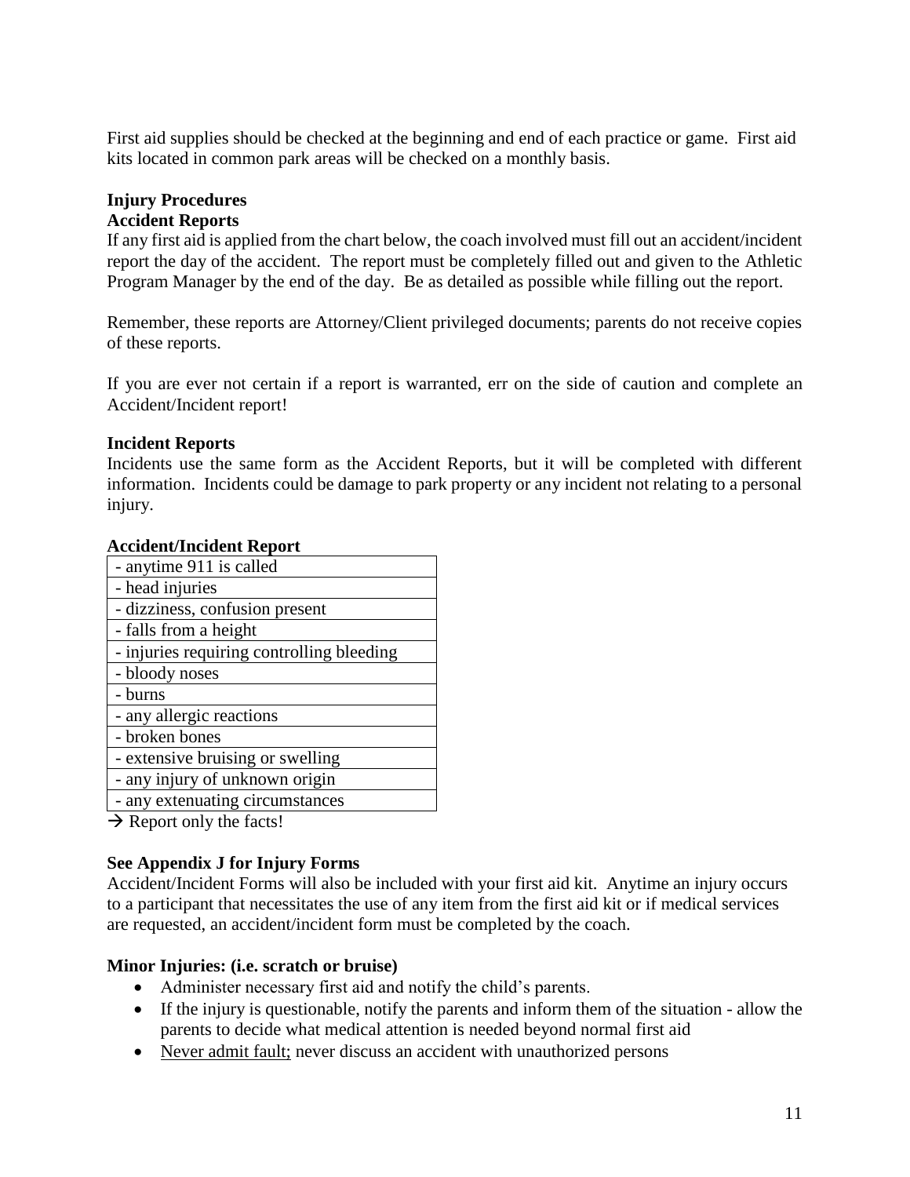First aid supplies should be checked at the beginning and end of each practice or game. First aid kits located in common park areas will be checked on a monthly basis.

**Injury Procedures**

**Accident Reports**

If any first aid is applied from the chart below, the coach involved must fill out an accident/incident report the day of the accident. The report must be completely filled out and given to the Athletic Program Manager by the end of the day. Be as detailed as possible while filling out the report.

Remember, these reports are Attorney/Client privileged documents; parents do not receive copies of these reports.

If you are ever not certain if a report is warranted, err on the side of caution and complete an Accident/Incident report!

**Incident Reports**

Incidents use the same form as the Accident Reports, but it will be completed with different information. Incidents could be damage to park property or any incident not relating to a personal injury.

**Accident/Incident Report**

| |
|---|
| - anytime 911 is called |
| - head injuries |
| - dizziness, confusion present |
| - falls from a height |
| - injuries requiring controlling bleeding |
| - bloody noses |
| - burns |
| - any allergic reactions |
| - broken bones |
| - extensive bruising or swelling |
| - any injury of unknown origin |
| - any extenuating circumstances |

→ Report only the facts!

**See Appendix J for Injury Forms**

Accident/Incident Forms will also be included with your first aid kit. Anytime an injury occurs to a participant that necessitates the use of any item from the first aid kit or if medical services are requested, an accident/incident form must be completed by the coach.

**Minor Injuries: (i.e. scratch or bruise)**

- Administer necessary first aid and notify the child's parents.
- If the injury is questionable, notify the parents and inform them of the situation - allow the parents to decide what medical attention is needed beyond normal first aid
- <u>Never admit fault;</u> never discuss an accident with unauthorized persons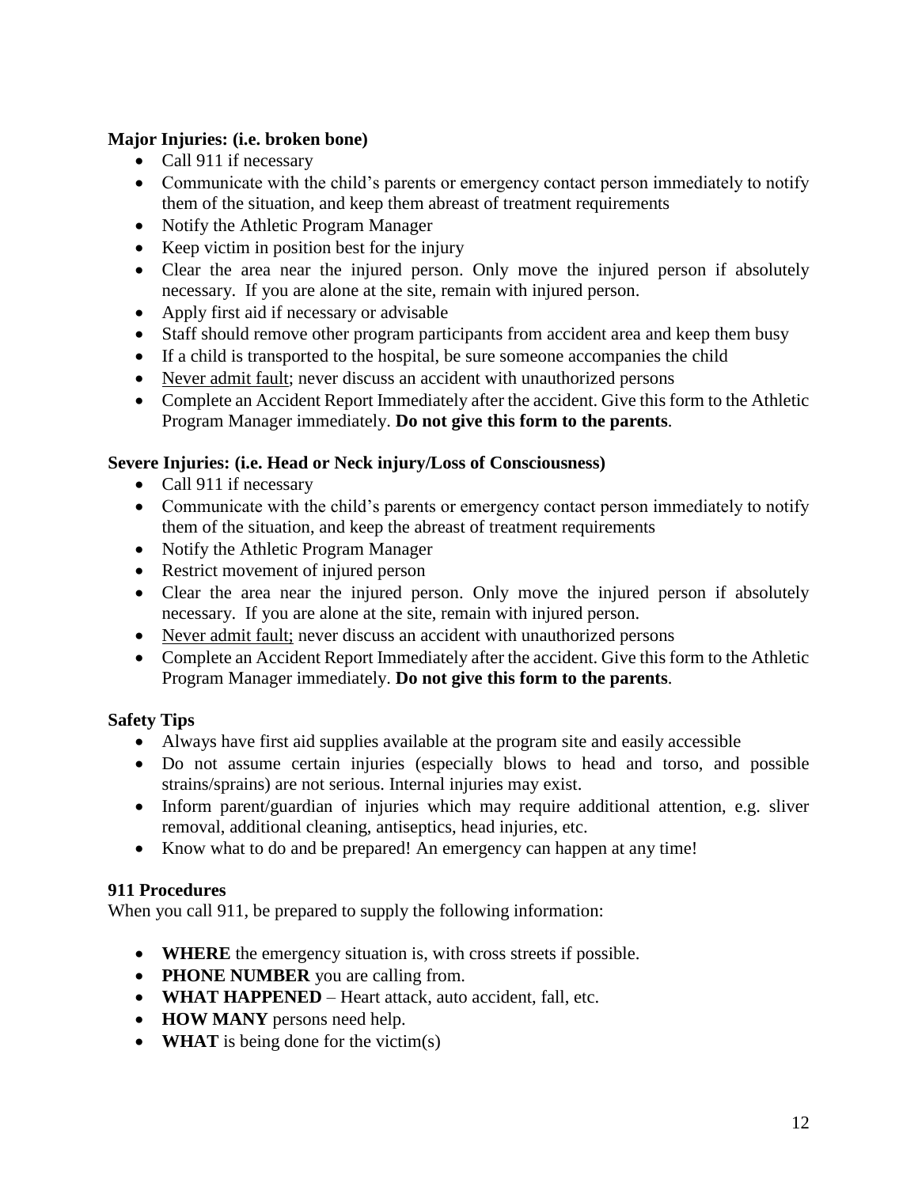**Major Injuries: (i.e. broken bone)**

- Call 911 if necessary
- Communicate with the child's parents or emergency contact person immediately to notify them of the situation, and keep them abreast of treatment requirements
- Notify the Athletic Program Manager
- Keep victim in position best for the injury
- Clear the area near the injured person. Only move the injured person if absolutely necessary. If you are alone at the site, remain with injured person.
- Apply first aid if necessary or advisable
- Staff should remove other program participants from accident area and keep them busy
- If a child is transported to the hospital, be sure someone accompanies the child
- <u>Never admit fault</u>; never discuss an accident with unauthorized persons
- Complete an Accident Report Immediately after the accident. Give this form to the Athletic Program Manager immediately. **Do not give this form to the parents**.

**Severe Injuries: (i.e. Head or Neck injury/Loss of Consciousness)**

- Call 911 if necessary
- Communicate with the child's parents or emergency contact person immediately to notify them of the situation, and keep the abreast of treatment requirements
- Notify the Athletic Program Manager
- Restrict movement of injured person
- Clear the area near the injured person. Only move the injured person if absolutely necessary. If you are alone at the site, remain with injured person.
- <u>Never admit fault;</u> never discuss an accident with unauthorized persons
- Complete an Accident Report Immediately after the accident. Give this form to the Athletic Program Manager immediately. **Do not give this form to the parents**.

**Safety Tips**

- Always have first aid supplies available at the program site and easily accessible
- Do not assume certain injuries (especially blows to head and torso, and possible strains/sprains) are not serious. Internal injuries may exist.
- Inform parent/guardian of injuries which may require additional attention, e.g. sliver removal, additional cleaning, antiseptics, head injuries, etc.
- Know what to do and be prepared! An emergency can happen at any time!

**911 Procedures**

When you call 911, be prepared to supply the following information:

- **WHERE** the emergency situation is, with cross streets if possible.
- **PHONE NUMBER** you are calling from.
- **WHAT HAPPENED** – Heart attack, auto accident, fall, etc.
- **HOW MANY** persons need help.
- **WHAT** is being done for the victim(s)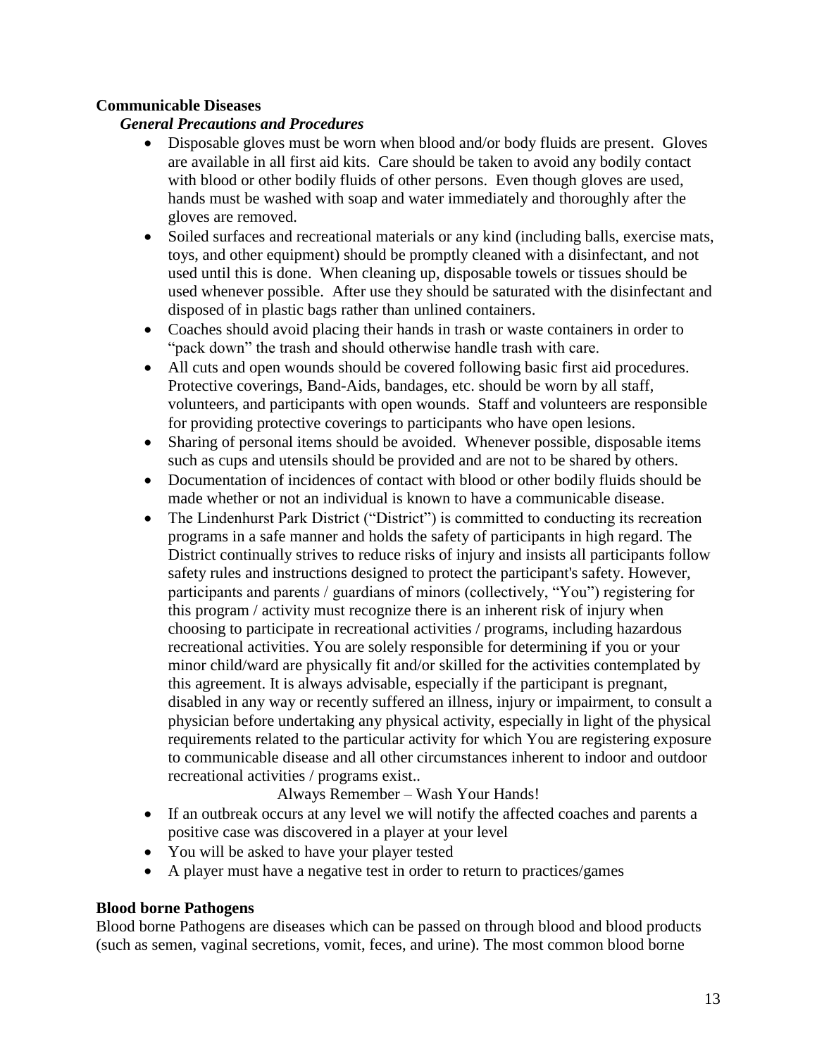**Communicable Diseases**

***General Precautions and Procedures***

- Disposable gloves must be worn when blood and/or body fluids are present. Gloves are available in all first aid kits. Care should be taken to avoid any bodily contact with blood or other bodily fluids of other persons. Even though gloves are used, hands must be washed with soap and water immediately and thoroughly after the gloves are removed.
- Soiled surfaces and recreational materials or any kind (including balls, exercise mats, toys, and other equipment) should be promptly cleaned with a disinfectant, and not used until this is done. When cleaning up, disposable towels or tissues should be used whenever possible. After use they should be saturated with the disinfectant and disposed of in plastic bags rather than unlined containers.
- Coaches should avoid placing their hands in trash or waste containers in order to "pack down" the trash and should otherwise handle trash with care.
- All cuts and open wounds should be covered following basic first aid procedures. Protective coverings, Band-Aids, bandages, etc. should be worn by all staff, volunteers, and participants with open wounds. Staff and volunteers are responsible for providing protective coverings to participants who have open lesions.
- Sharing of personal items should be avoided. Whenever possible, disposable items such as cups and utensils should be provided and are not to be shared by others.
- Documentation of incidences of contact with blood or other bodily fluids should be made whether or not an individual is known to have a communicable disease.
- The Lindenhurst Park District ("District") is committed to conducting its recreation programs in a safe manner and holds the safety of participants in high regard. The District continually strives to reduce risks of injury and insists all participants follow safety rules and instructions designed to protect the participant's safety. However, participants and parents / guardians of minors (collectively, "You") registering for this program / activity must recognize there is an inherent risk of injury when choosing to participate in recreational activities / programs, including hazardous recreational activities. You are solely responsible for determining if you or your minor child/ward are physically fit and/or skilled for the activities contemplated by this agreement. It is always advisable, especially if the participant is pregnant, disabled in any way or recently suffered an illness, injury or impairment, to consult a physician before undertaking any physical activity, especially in light of the physical requirements related to the particular activity for which You are registering exposure to communicable disease and all other circumstances inherent to indoor and outdoor recreational activities / programs exist..

  Always Remember – Wash Your Hands!
- If an outbreak occurs at any level we will notify the affected coaches and parents a positive case was discovered in a player at your level
- You will be asked to have your player tested
- A player must have a negative test in order to return to practices/games

**Blood borne Pathogens**

Blood borne Pathogens are diseases which can be passed on through blood and blood products (such as semen, vaginal secretions, vomit, feces, and urine). The most common blood borne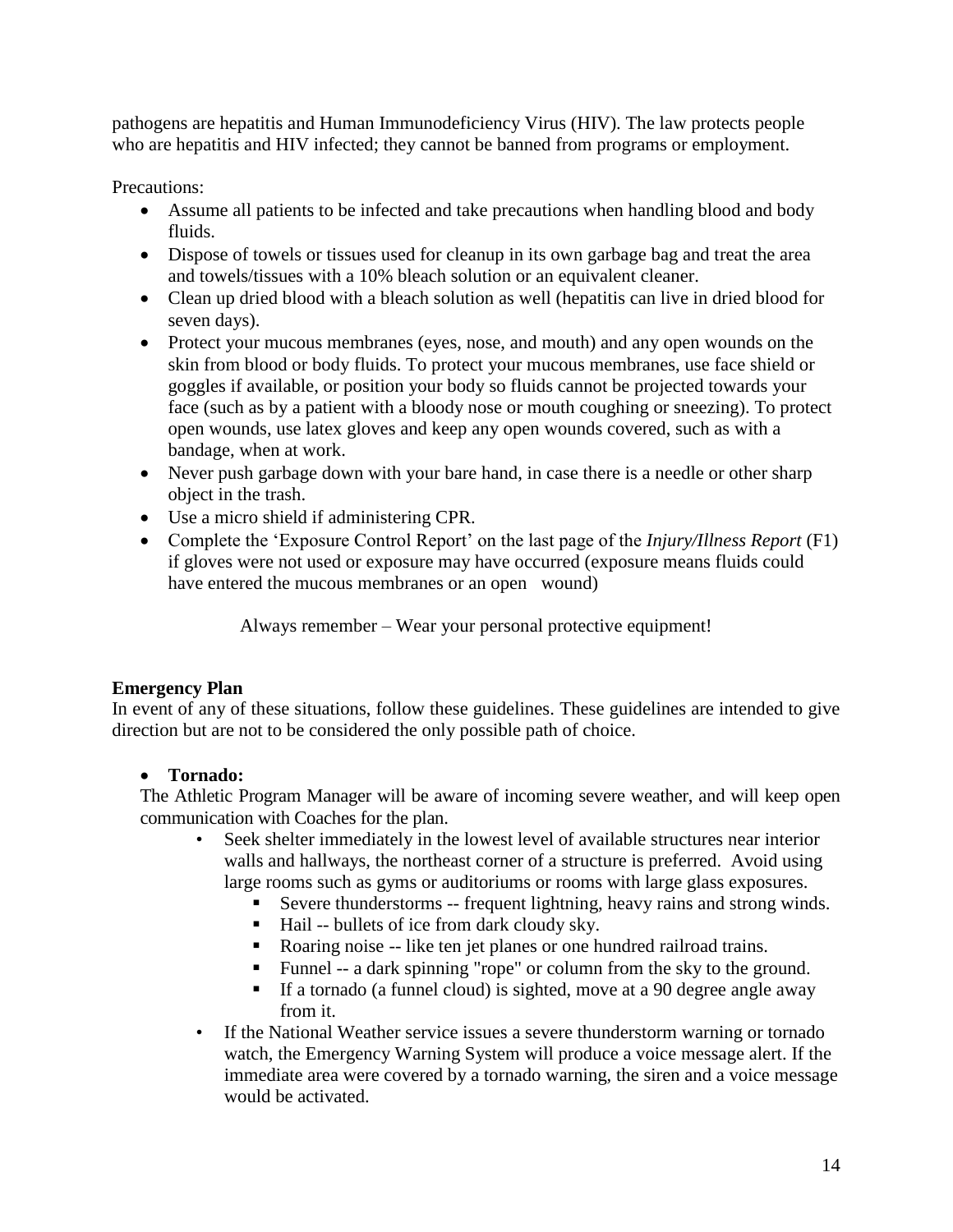pathogens are hepatitis and Human Immunodeficiency Virus (HIV). The law protects people who are hepatitis and HIV infected; they cannot be banned from programs or employment.

Precautions:

- Assume all patients to be infected and take precautions when handling blood and body fluids.
- Dispose of towels or tissues used for cleanup in its own garbage bag and treat the area and towels/tissues with a 10% bleach solution or an equivalent cleaner.
- Clean up dried blood with a bleach solution as well (hepatitis can live in dried blood for seven days).
- Protect your mucous membranes (eyes, nose, and mouth) and any open wounds on the skin from blood or body fluids. To protect your mucous membranes, use face shield or goggles if available, or position your body so fluids cannot be projected towards your face (such as by a patient with a bloody nose or mouth coughing or sneezing). To protect open wounds, use latex gloves and keep any open wounds covered, such as with a bandage, when at work.
- Never push garbage down with your bare hand, in case there is a needle or other sharp object in the trash.
- Use a micro shield if administering CPR.
- Complete the 'Exposure Control Report' on the last page of the *Injury/Illness Report* (F1) if gloves were not used or exposure may have occurred (exposure means fluids could have entered the mucous membranes or an open wound)

Always remember – Wear your personal protective equipment!

**Emergency Plan**

In event of any of these situations, follow these guidelines. These guidelines are intended to give direction but are not to be considered the only possible path of choice.

- **Tornado:**

  The Athletic Program Manager will be aware of incoming severe weather, and will keep open communication with Coaches for the plan.

  - Seek shelter immediately in the lowest level of available structures near interior walls and hallways, the northeast corner of a structure is preferred. Avoid using large rooms such as gyms or auditoriums or rooms with large glass exposures.
    - Severe thunderstorms -- frequent lightning, heavy rains and strong winds.
    - Hail -- bullets of ice from dark cloudy sky.
    - Roaring noise -- like ten jet planes or one hundred railroad trains.
    - Funnel -- a dark spinning "rope" or column from the sky to the ground.
    - If a tornado (a funnel cloud) is sighted, move at a 90 degree angle away from it.
  - If the National Weather service issues a severe thunderstorm warning or tornado watch, the Emergency Warning System will produce a voice message alert. If the immediate area were covered by a tornado warning, the siren and a voice message would be activated.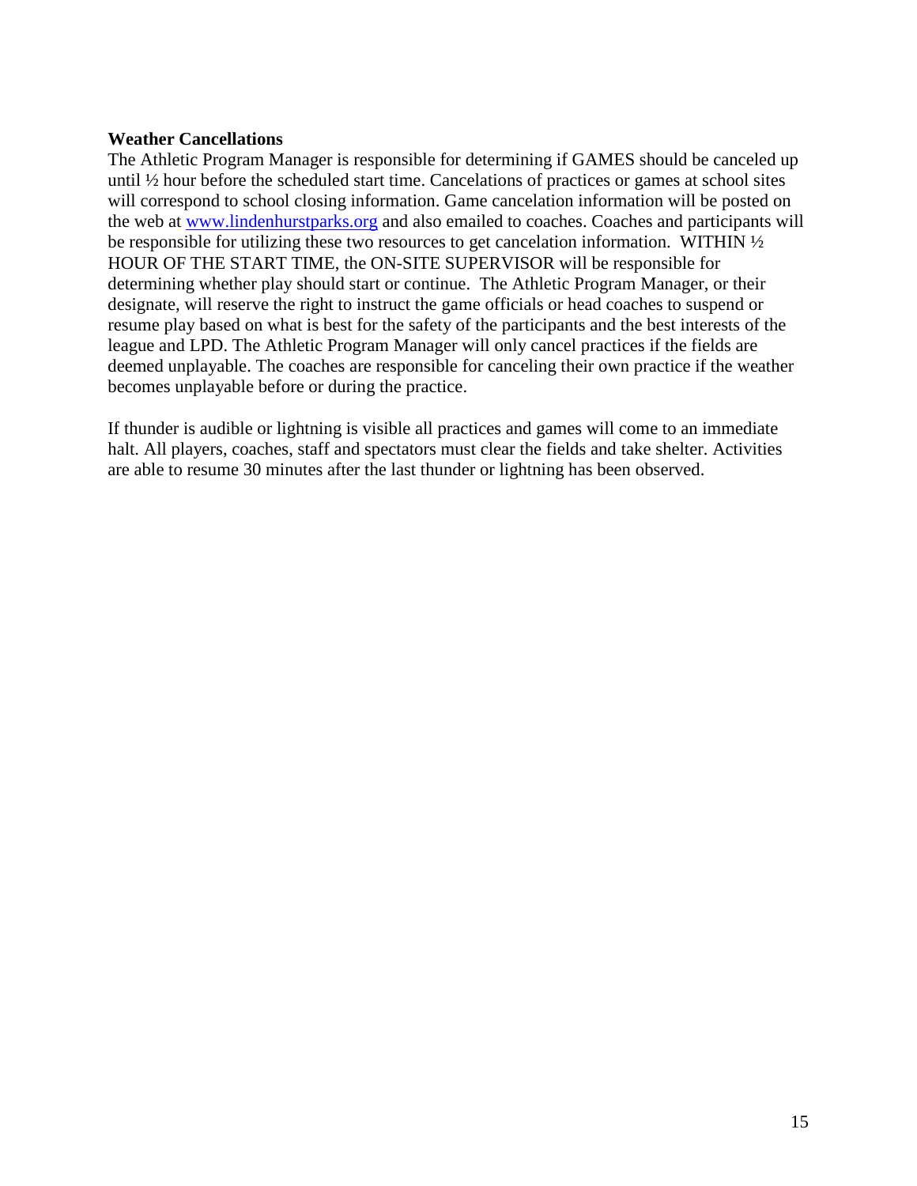**Weather Cancellations**

The Athletic Program Manager is responsible for determining if GAMES should be canceled up until ½ hour before the scheduled start time. Cancelations of practices or games at school sites will correspond to school closing information. Game cancelation information will be posted on the web at www.lindenhurstparks.org and also emailed to coaches. Coaches and participants will be responsible for utilizing these two resources to get cancelation information. WITHIN ½ HOUR OF THE START TIME, the ON-SITE SUPERVISOR will be responsible for determining whether play should start or continue. The Athletic Program Manager, or their designate, will reserve the right to instruct the game officials or head coaches to suspend or resume play based on what is best for the safety of the participants and the best interests of the league and LPD. The Athletic Program Manager will only cancel practices if the fields are deemed unplayable. The coaches are responsible for canceling their own practice if the weather becomes unplayable before or during the practice.

If thunder is audible or lightning is visible all practices and games will come to an immediate halt. All players, coaches, staff and spectators must clear the fields and take shelter. Activities are able to resume 30 minutes after the last thunder or lightning has been observed.